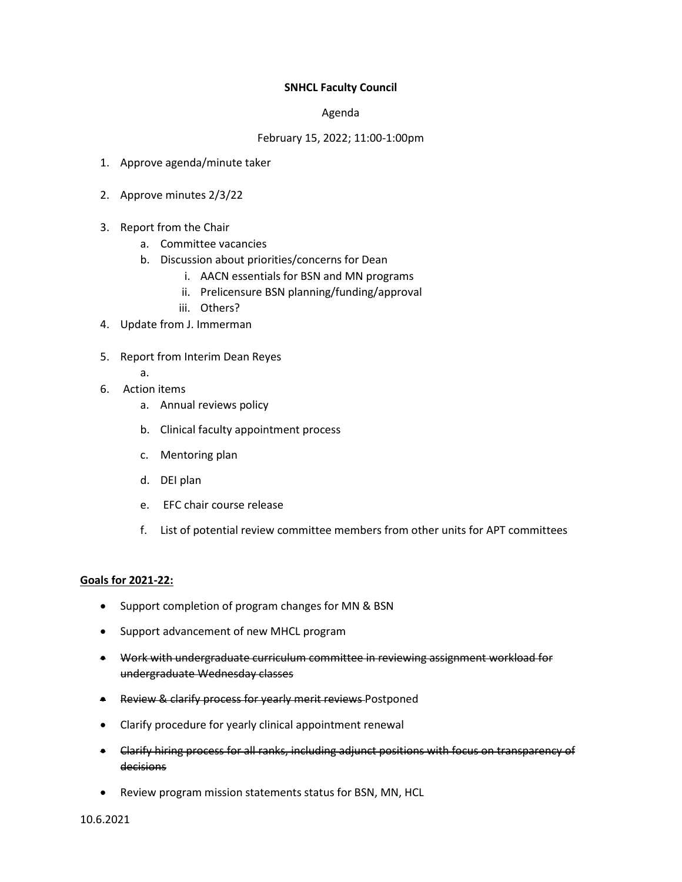**SNHCL Faculty Council**

Agenda

February 15, 2022; 11:00-1:00pm

1. Approve agenda/minute taker
2. Approve minutes 2/3/22
3. Report from the Chair
   a. Committee vacancies
   b. Discussion about priorities/concerns for Dean
      i. AACN essentials for BSN and MN programs
      ii. Prelicensure BSN planning/funding/approval
      iii. Others?
4. Update from J. Immerman
5. Report from Interim Dean Reyes
   a.
6. Action items
   a. Annual reviews policy
   b. Clinical faculty appointment process
   c. Mentoring plan
   d. DEI plan
   e. EFC chair course release
   f. List of potential review committee members from other units for APT committees

**Goals for 2021-22:**

- Support completion of program changes for MN & BSN
- Support advancement of new MHCL program
- ~~Work with undergraduate curriculum committee in reviewing assignment workload for undergraduate Wednesday classes~~
- ~~Review & clarify process for yearly merit reviews~~ Postponed
- Clarify procedure for yearly clinical appointment renewal
- ~~Clarify hiring process for all ranks, including adjunct positions with focus on transparency of decisions~~
- Review program mission statements status for BSN, MN, HCL

10.6.2021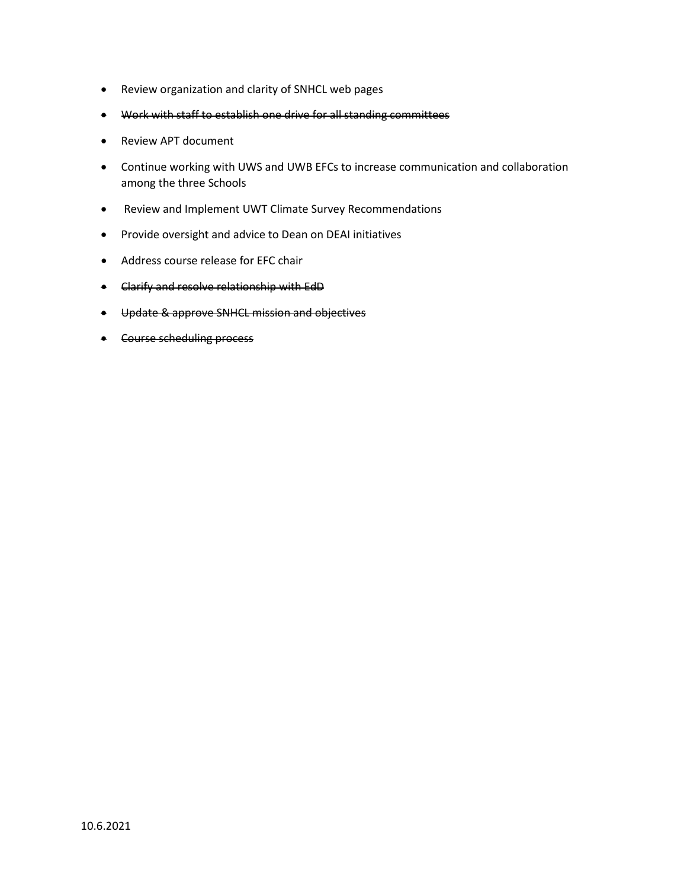- Review organization and clarity of SNHCL web pages
- ~~Work with staff to establish one drive for all standing committees~~
- Review APT document
- Continue working with UWS and UWB EFCs to increase communication and collaboration among the three Schools
- Review and Implement UWT Climate Survey Recommendations
- Provide oversight and advice to Dean on DEAI initiatives
- Address course release for EFC chair
- ~~Clarify and resolve relationship with EdD~~
- ~~Update & approve SNHCL mission and objectives~~
- ~~Course scheduling process~~

10.6.2021